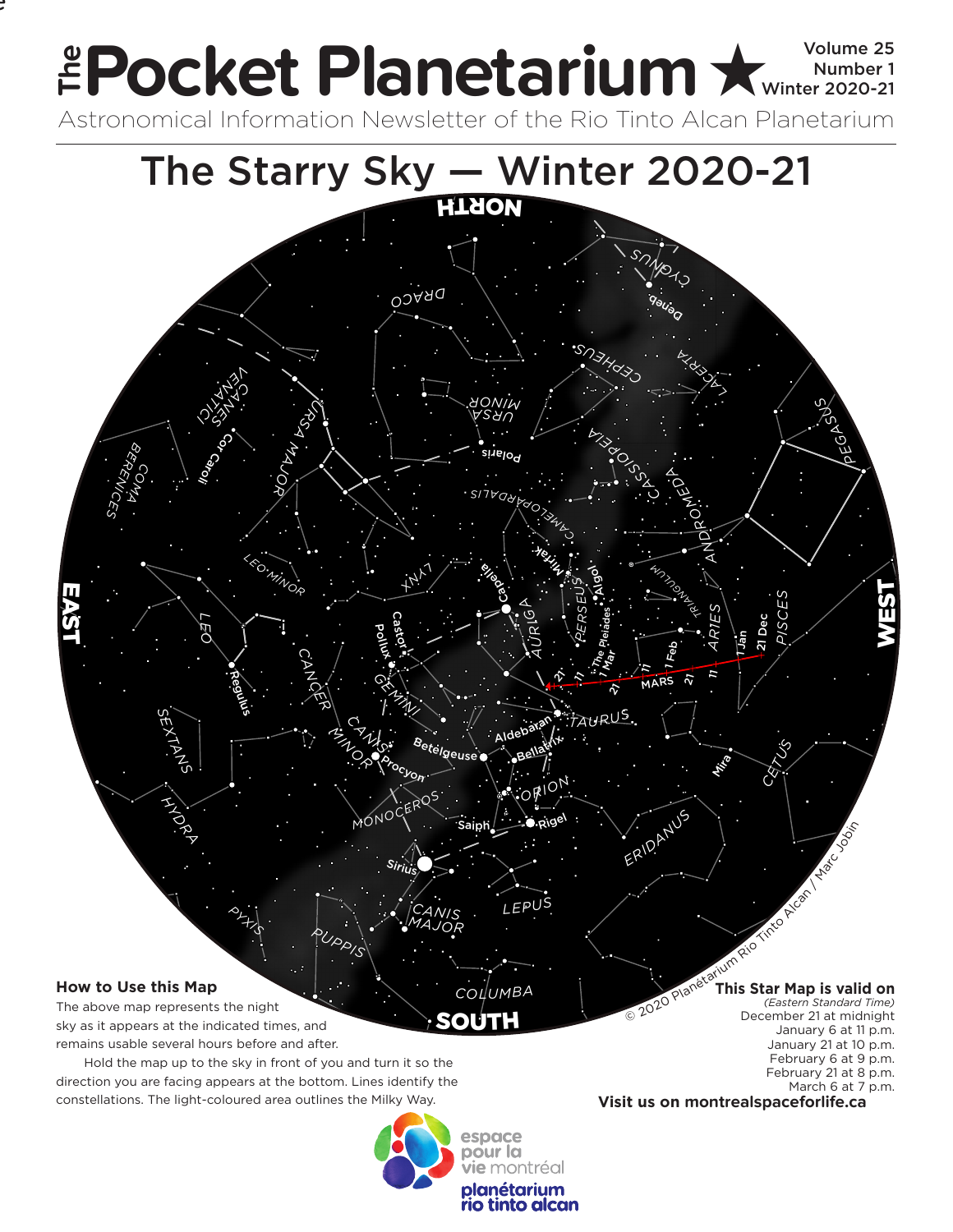# The Pocket Planetarium ★

Volume 25
Number 1
Winter 2020-21

Astronomical Information Newsletter of the Rio Tinto Alcan Planetarium

## The Starry Sky — Winter 2020-21

### How to Use this Map

The above map represents the night sky as it appears at the indicated times, and remains usable several hours before and after.

Hold the map up to the sky in front of you and turn it so the direction you are facing appears at the bottom. Lines identify the constellations. The light-coloured area outlines the Milky Way.

### This Star Map is valid on

*(Eastern Standard Time)*

December 21 at midnight
January 6 at 11 p.m.
January 21 at 10 p.m.
February 6 at 9 p.m.
February 21 at 8 p.m.
March 6 at 7 p.m.

© 2020 Planétarium Rio Tinto Alcan / Marc Jobin

**Visit us on montrealspaceforlife.ca**

espace pour la vie montréal
planétarium rio tinto alcan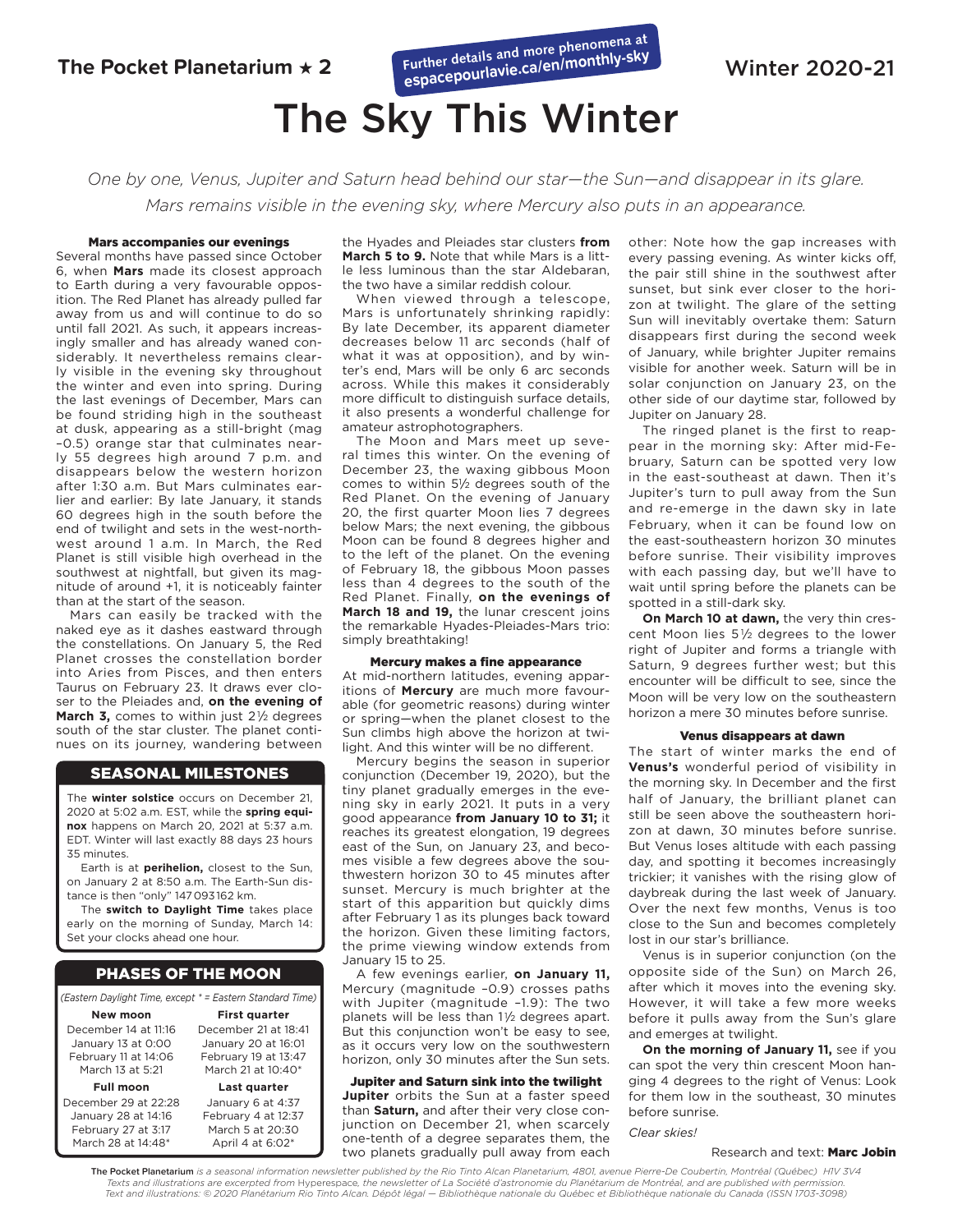Further details and more phenomena at espacepourlavie.ca/en/monthly-sky

# The Sky This Winter

*One by one, Venus, Jupiter and Saturn head behind our star—the Sun—and disappear in its glare. Mars remains visible in the evening sky, where Mercury also puts in an appearance.*

### Mars accompanies our evenings

Several months have passed since October 6, when **Mars** made its closest approach to Earth during a very favourable opposition. The Red Planet has already pulled far away from us and will continue to do so until fall 2021. As such, it appears increasingly smaller and has already waned considerably. It nevertheless remains clearly visible in the evening sky throughout the winter and even into spring. During the last evenings of December, Mars can be found striding high in the southeast at dusk, appearing as a still-bright (mag –0.5) orange star that culminates nearly 55 degrees high around 7 p.m. and disappears below the western horizon after 1:30 a.m. But Mars culminates earlier and earlier: By late January, it stands 60 degrees high in the south before the end of twilight and sets in the west-northwest around 1 a.m. In March, the Red Planet is still visible high overhead in the southwest at nightfall, but given its magnitude of around +1, it is noticeably fainter than at the start of the season.

Mars can easily be tracked with the naked eye as it dashes eastward through the constellations. On January 5, the Red Planet crosses the constellation border into Aries from Pisces, and then enters Taurus on February 23. It draws ever closer to the Pleiades and, **on the evening of March 3,** comes to within just 2½ degrees south of the star cluster. The planet continues on its journey, wandering between the Hyades and Pleiades star clusters **from March 5 to 9.** Note that while Mars is a little less luminous than the star Aldebaran, the two have a similar reddish colour.

When viewed through a telescope, Mars is unfortunately shrinking rapidly: By late December, its apparent diameter decreases below 11 arc seconds (half of what it was at opposition), and by winter's end, Mars will be only 6 arc seconds across. While this makes it considerably more difficult to distinguish surface details, it also presents a wonderful challenge for amateur astrophotographers.

The Moon and Mars meet up several times this winter. On the evening of December 23, the waxing gibbous Moon comes to within 5½ degrees south of the Red Planet. On the evening of January 20, the first quarter Moon lies 7 degrees below Mars; the next evening, the gibbous Moon can be found 8 degrees higher and to the left of the planet. On the evening of February 18, the gibbous Moon passes less than 4 degrees to the south of the Red Planet. Finally, **on the evenings of March 18 and 19,** the lunar crescent joins the remarkable Hyades-Pleiades-Mars trio: simply breathtaking!

### Mercury makes a fine appearance

At mid-northern latitudes, evening apparitions of **Mercury** are much more favourable (for geometric reasons) during winter or spring—when the planet closest to the Sun climbs high above the horizon at twilight. And this winter will be no different.

Mercury begins the season in superior conjunction (December 19, 2020), but the tiny planet gradually emerges in the evening sky in early 2021. It puts in a very good appearance **from January 10 to 31;** it reaches its greatest elongation, 19 degrees east of the Sun, on January 23, and becomes visible a few degrees above the southwestern horizon 30 to 45 minutes after sunset. Mercury is much brighter at the start of this apparition but quickly dims after February 1 as its plunges back toward the horizon. Given these limiting factors, the prime viewing window extends from January 15 to 25.

A few evenings earlier, **on January 11,** Mercury (magnitude –0.9) crosses paths with Jupiter (magnitude –1.9): The two planets will be less than 1½ degrees apart. But this conjunction won't be easy to see, as it occurs very low on the southwestern horizon, only 30 minutes after the Sun sets.

### Jupiter and Saturn sink into the twilight

**Jupiter** orbits the Sun at a faster speed than **Saturn,** and after their very close conjunction on December 21, when scarcely one-tenth of a degree separates them, the two planets gradually pull away from each other: Note how the gap increases with every passing evening. As winter kicks off, the pair still shine in the southwest after sunset, but sink ever closer to the horizon at twilight. The glare of the setting Sun will inevitably overtake them: Saturn disappears first during the second week of January, while brighter Jupiter remains visible for another week. Saturn will be in solar conjunction on January 23, on the other side of our daytime star, followed by Jupiter on January 28.

The ringed planet is the first to reappear in the morning sky: After mid-February, Saturn can be spotted very low in the east-southeast at dawn. Then it's Jupiter's turn to pull away from the Sun and re-emerge in the dawn sky in late February, when it can be found low on the east-southeastern horizon 30 minutes before sunrise. Their visibility improves with each passing day, but we'll have to wait until spring before the planets can be spotted in a still-dark sky.

**On March 10 at dawn,** the very thin crescent Moon lies 5½ degrees to the lower right of Jupiter and forms a triangle with Saturn, 9 degrees further west; but this encounter will be difficult to see, since the Moon will be very low on the southeastern horizon a mere 30 minutes before sunrise.

### Venus disappears at dawn

The start of winter marks the end of **Venus's** wonderful period of visibility in the morning sky. In December and the first half of January, the brilliant planet can still be seen above the southeastern horizon at dawn, 30 minutes before sunrise. But Venus loses altitude with each passing day, and spotting it becomes increasingly trickier; it vanishes with the rising glow of daybreak during the last week of January. Over the next few months, Venus is too close to the Sun and becomes completely lost in our star's brilliance.

Venus is in superior conjunction (on the opposite side of the Sun) on March 26, after which it moves into the evening sky. However, it will take a few more weeks before it pulls away from the Sun's glare and emerges at twilight.

**On the morning of January 11,** see if you can spot the very thin crescent Moon hanging 4 degrees to the right of Venus: Look for them low in the southeast, 30 minutes before sunrise.

*Clear skies!*

Research and text: **Marc Jobin**

## SEASONAL MILESTONES

The **winter solstice** occurs on December 21, 2020 at 5:02 a.m. EST, while the **spring equinox** happens on March 20, 2021 at 5:37 a.m. EDT. Winter will last exactly 88 days 23 hours 35 minutes.

Earth is at **perihelion,** closest to the Sun, on January 2 at 8:50 a.m. The Earth-Sun distance is then "only" 147 093 162 km.

The **switch to Daylight Time** takes place early on the morning of Sunday, March 14: Set your clocks ahead one hour.

## PHASES OF THE MOON

*(Eastern Daylight Time, except * = Eastern Standard Time)*

| New moon | First quarter |
|---|---|
| December 14 at 11:16 | December 21 at 18:41 |
| January 13 at 0:00 | January 20 at 16:01 |
| February 11 at 14:06 | February 19 at 13:47 |
| March 13 at 5:21 | March 21 at 10:40* |
| **Full moon** | **Last quarter** |
| December 29 at 22:28 | January 6 at 4:37 |
| January 28 at 14:16 | February 4 at 12:37 |
| February 27 at 3:17 | March 5 at 20:30 |
| March 28 at 14:48* | April 4 at 6:02* |

**The Pocket Planetarium** *is a seasonal information newsletter published by the Rio Tinto Alcan Planetarium, 4801, avenue Pierre-De Coubertin, Montréal (Québec) H1V 3V4*
*Texts and illustrations are excerpted from* Hyperespace, *the newsletter of La Société d'astronomie du Planétarium de Montréal, and are published with permission.*
*Text and illustrations: © 2020 Planétarium Rio Tinto Alcan. Dépôt légal — Bibliothèque nationale du Québec et Bibliothèque nationale du Canada (ISSN 1703-3098)*